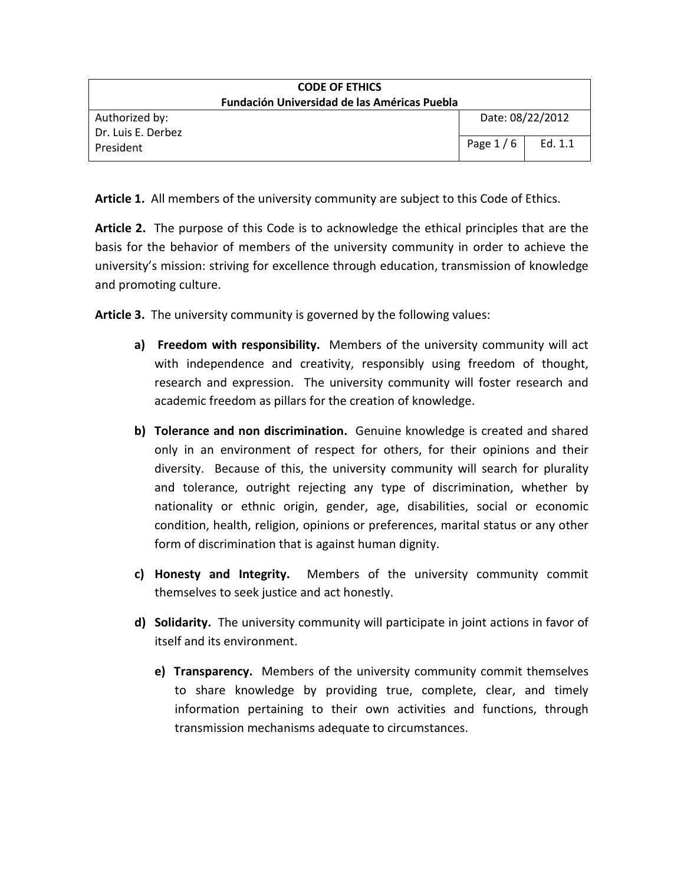| CODE OF ETHICS<br>Fundación Universidad de las Américas Puebla | | |
|---|---|---|
| Authorized by:<br>Dr. Luis E. Derbez<br>President | Date: 08/22/2012 | |
| | Page 1 / 6 | Ed. 1.1 |

**Article 1.** All members of the university community are subject to this Code of Ethics.

**Article 2.** The purpose of this Code is to acknowledge the ethical principles that are the basis for the behavior of members of the university community in order to achieve the university's mission: striving for excellence through education, transmission of knowledge and promoting culture.

**Article 3.** The university community is governed by the following values:

a) **Freedom with responsibility.** Members of the university community will act with independence and creativity, responsibly using freedom of thought, research and expression. The university community will foster research and academic freedom as pillars for the creation of knowledge.

b) **Tolerance and non discrimination.** Genuine knowledge is created and shared only in an environment of respect for others, for their opinions and their diversity. Because of this, the university community will search for plurality and tolerance, outright rejecting any type of discrimination, whether by nationality or ethnic origin, gender, age, disabilities, social or economic condition, health, religion, opinions or preferences, marital status or any other form of discrimination that is against human dignity.

c) **Honesty and Integrity.** Members of the university community commit themselves to seek justice and act honestly.

d) **Solidarity.** The university community will participate in joint actions in favor of itself and its environment.

e) **Transparency.** Members of the university community commit themselves to share knowledge by providing true, complete, clear, and timely information pertaining to their own activities and functions, through transmission mechanisms adequate to circumstances.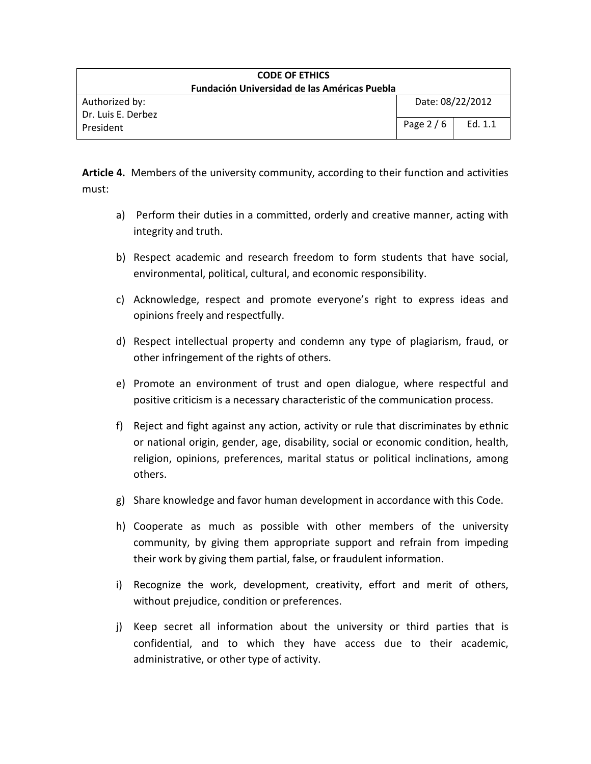**Article 4.** Members of the university community, according to their function and activities must:

a) Perform their duties in a committed, orderly and creative manner, acting with integrity and truth.

b) Respect academic and research freedom to form students that have social, environmental, political, cultural, and economic responsibility.

c) Acknowledge, respect and promote everyone's right to express ideas and opinions freely and respectfully.

d) Respect intellectual property and condemn any type of plagiarism, fraud, or other infringement of the rights of others.

e) Promote an environment of trust and open dialogue, where respectful and positive criticism is a necessary characteristic of the communication process.

f) Reject and fight against any action, activity or rule that discriminates by ethnic or national origin, gender, age, disability, social or economic condition, health, religion, opinions, preferences, marital status or political inclinations, among others.

g) Share knowledge and favor human development in accordance with this Code.

h) Cooperate as much as possible with other members of the university community, by giving them appropriate support and refrain from impeding their work by giving them partial, false, or fraudulent information.

i) Recognize the work, development, creativity, effort and merit of others, without prejudice, condition or preferences.

j) Keep secret all information about the university or third parties that is confidential, and to which they have access due to their academic, administrative, or other type of activity.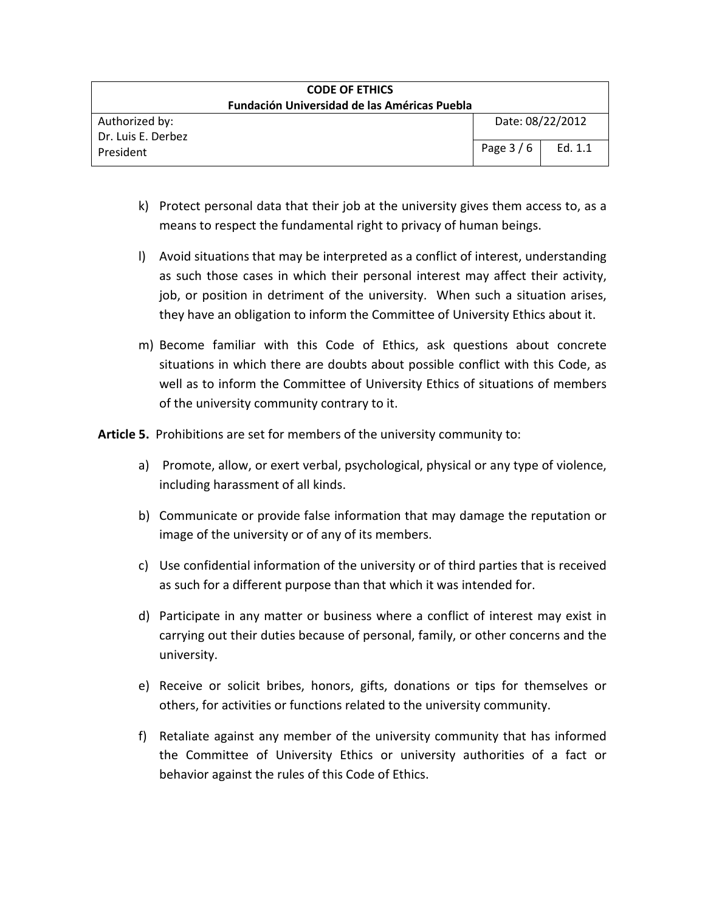k) Protect personal data that their job at the university gives them access to, as a means to respect the fundamental right to privacy of human beings.

l) Avoid situations that may be interpreted as a conflict of interest, understanding as such those cases in which their personal interest may affect their activity, job, or position in detriment of the university. When such a situation arises, they have an obligation to inform the Committee of University Ethics about it.

m) Become familiar with this Code of Ethics, ask questions about concrete situations in which there are doubts about possible conflict with this Code, as well as to inform the Committee of University Ethics of situations of members of the university community contrary to it.

**Article 5.** Prohibitions are set for members of the university community to:

a) Promote, allow, or exert verbal, psychological, physical or any type of violence, including harassment of all kinds.

b) Communicate or provide false information that may damage the reputation or image of the university or of any of its members.

c) Use confidential information of the university or of third parties that is received as such for a different purpose than that which it was intended for.

d) Participate in any matter or business where a conflict of interest may exist in carrying out their duties because of personal, family, or other concerns and the university.

e) Receive or solicit bribes, honors, gifts, donations or tips for themselves or others, for activities or functions related to the university community.

f) Retaliate against any member of the university community that has informed the Committee of University Ethics or university authorities of a fact or behavior against the rules of this Code of Ethics.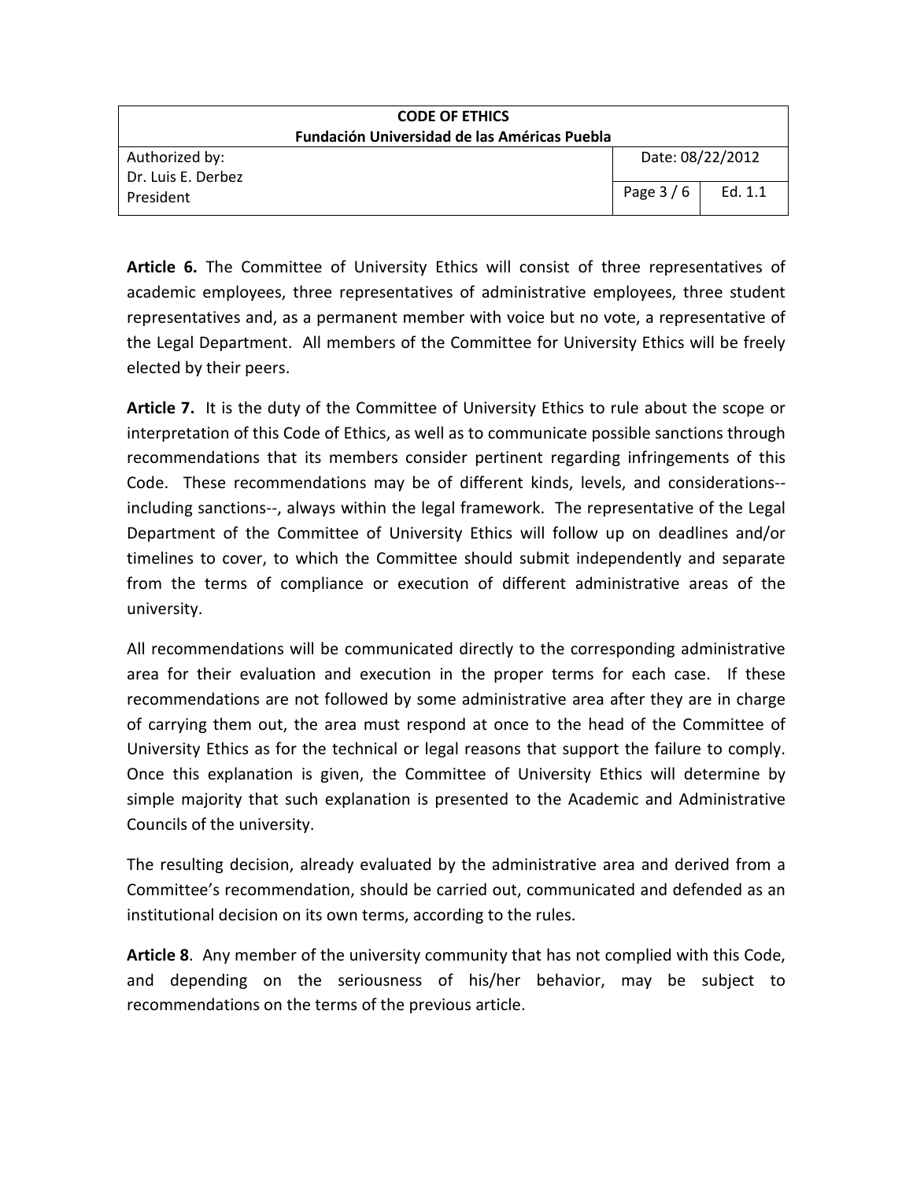**Article 6.** The Committee of University Ethics will consist of three representatives of academic employees, three representatives of administrative employees, three student representatives and, as a permanent member with voice but no vote, a representative of the Legal Department. All members of the Committee for University Ethics will be freely elected by their peers.

**Article 7.** It is the duty of the Committee of University Ethics to rule about the scope or interpretation of this Code of Ethics, as well as to communicate possible sanctions through recommendations that its members consider pertinent regarding infringements of this Code. These recommendations may be of different kinds, levels, and considerations--including sanctions--, always within the legal framework. The representative of the Legal Department of the Committee of University Ethics will follow up on deadlines and/or timelines to cover, to which the Committee should submit independently and separate from the terms of compliance or execution of different administrative areas of the university.

All recommendations will be communicated directly to the corresponding administrative area for their evaluation and execution in the proper terms for each case. If these recommendations are not followed by some administrative area after they are in charge of carrying them out, the area must respond at once to the head of the Committee of University Ethics as for the technical or legal reasons that support the failure to comply. Once this explanation is given, the Committee of University Ethics will determine by simple majority that such explanation is presented to the Academic and Administrative Councils of the university.

The resulting decision, already evaluated by the administrative area and derived from a Committee's recommendation, should be carried out, communicated and defended as an institutional decision on its own terms, according to the rules.

**Article 8**. Any member of the university community that has not complied with this Code, and depending on the seriousness of his/her behavior, may be subject to recommendations on the terms of the previous article.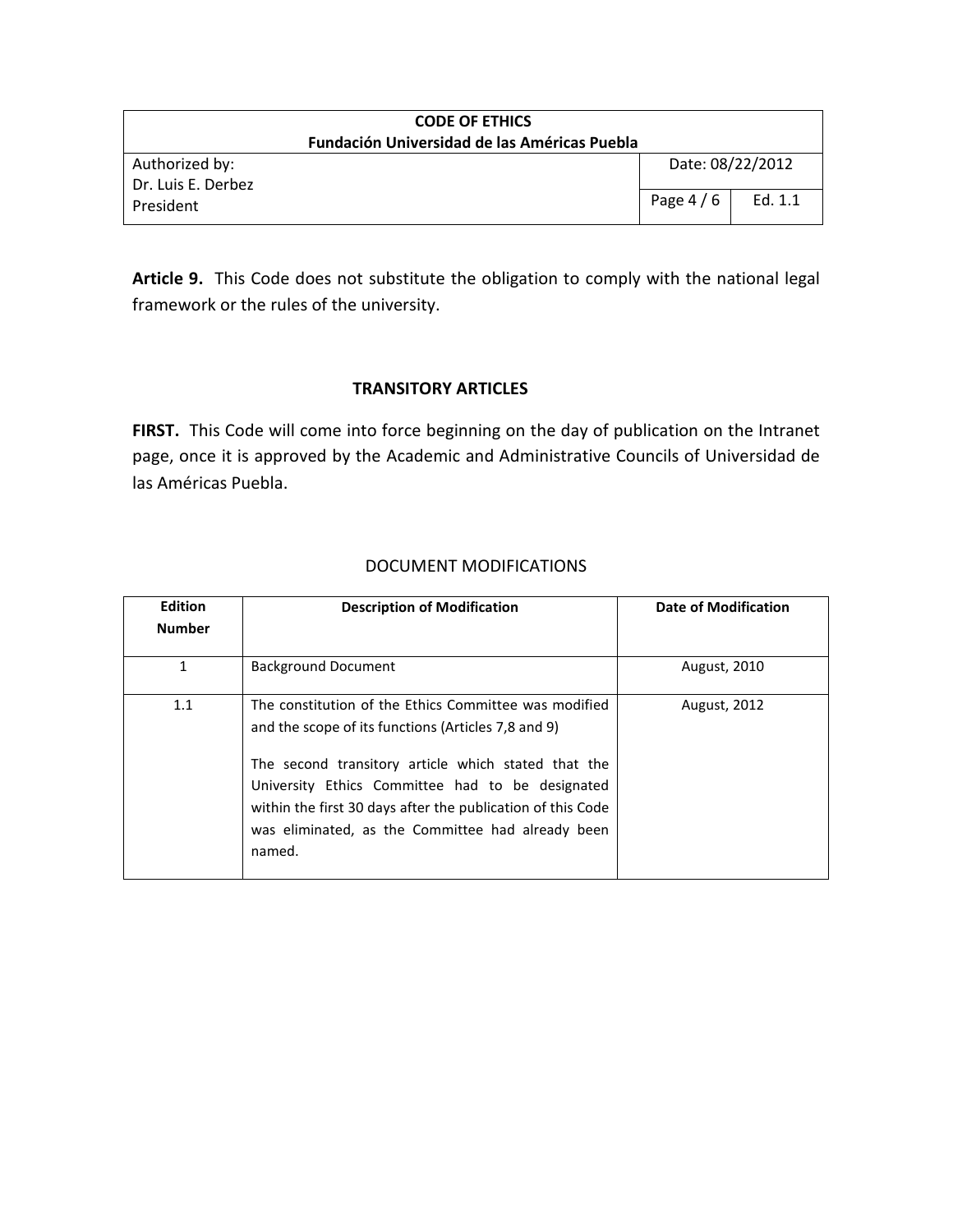**Article 9.** This Code does not substitute the obligation to comply with the national legal framework or the rules of the university.

## TRANSITORY ARTICLES

**FIRST.** This Code will come into force beginning on the day of publication on the Intranet page, once it is approved by the Academic and Administrative Councils of Universidad de las Américas Puebla.

## DOCUMENT MODIFICATIONS

| Edition Number | Description of Modification | Date of Modification |
|---|---|---|
| 1 | Background Document | August, 2010 |
| 1.1 | The constitution of the Ethics Committee was modified and the scope of its functions (Articles 7,8 and 9)<br><br>The second transitory article which stated that the University Ethics Committee had to be designated within the first 30 days after the publication of this Code was eliminated, as the Committee had already been named. | August, 2012 |